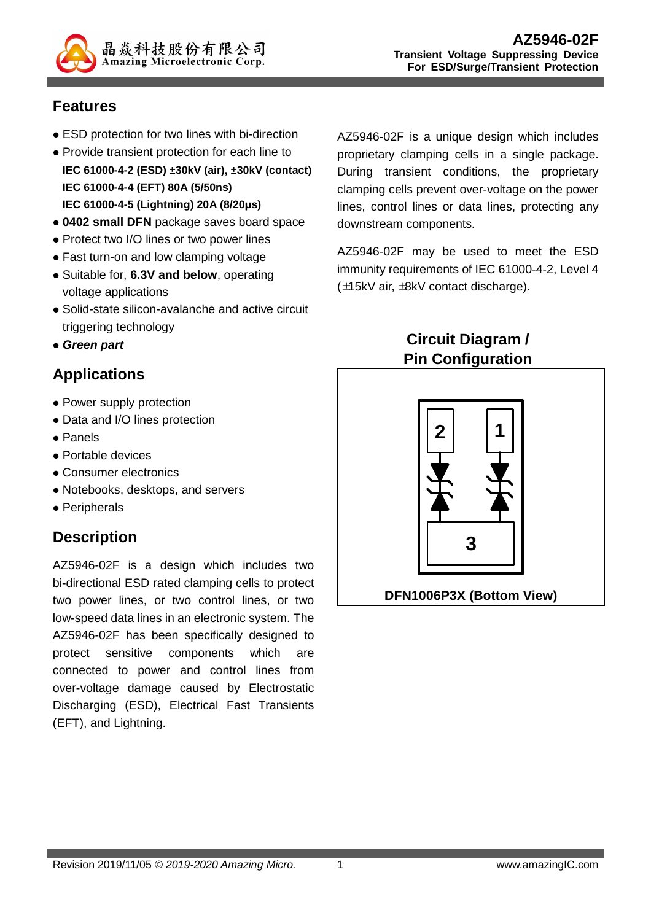# AZ5946-02F

**Transient Voltage Suppressing Device**
**For ESD/Surge/Transient Protection**

## Features

- ESD protection for two lines with bi-direction
- Provide transient protection for each line to
  **IEC 61000-4-2 (ESD) ±30kV (air), ±30kV (contact)**
  **IEC 61000-4-4 (EFT) 80A (5/50ns)**
  **IEC 61000-4-5 (Lightning) 20A (8/20μs)**
- **0402 small DFN** package saves board space
- Protect two I/O lines or two power lines
- Fast turn-on and low clamping voltage
- Suitable for, **6.3V and below**, operating voltage applications
- Solid-state silicon-avalanche and active circuit triggering technology
- ***Green part***

## Applications

- Power supply protection
- Data and I/O lines protection
- Panels
- Portable devices
- Consumer electronics
- Notebooks, desktops, and servers
- Peripherals

## Description

AZ5946-02F is a design which includes two bi-directional ESD rated clamping cells to protect two power lines, or two control lines, or two low-speed data lines in an electronic system. The AZ5946-02F has been specifically designed to protect sensitive components which are connected to power and control lines from over-voltage damage caused by Electrostatic Discharging (ESD), Electrical Fast Transients (EFT), and Lightning.

AZ5946-02F is a unique design which includes proprietary clamping cells in a single package. During transient conditions, the proprietary clamping cells prevent over-voltage on the power lines, control lines or data lines, protecting any downstream components.

AZ5946-02F may be used to meet the ESD immunity requirements of IEC 61000-4-2, Level 4 (±15kV air, ±8kV contact discharge).

## Circuit Diagram / Pin Configuration

2 1

3

**DFN1006P3X (Bottom View)**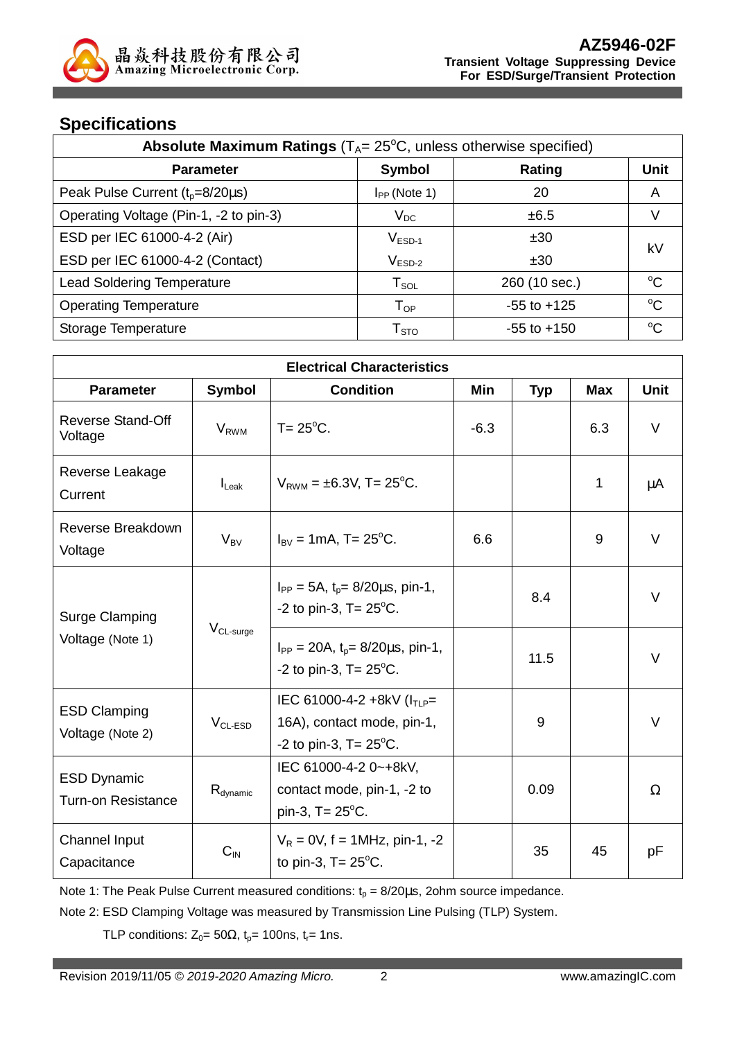## Specifications

| **Absolute Maximum Ratings** ($T_A$= 25°C, unless otherwise specified) | | | |
|---|---|---|---|
| **Parameter** | **Symbol** | **Rating** | **Unit** |
| Peak Pulse Current ($t_p$=8/20µs) | $I_{PP}$ (Note 1) | 20 | A |
| Operating Voltage (Pin-1, -2 to pin-3) | $V_{DC}$ | ±6.5 | V |
| ESD per IEC 61000-4-2 (Air) | $V_{ESD-1}$ | ±30 | kV |
| ESD per IEC 61000-4-2 (Contact) | $V_{ESD-2}$ | ±30 | kV |
| Lead Soldering Temperature | $T_{SOL}$ | 260 (10 sec.) | °C |
| Operating Temperature | $T_{OP}$ | -55 to +125 | °C |
| Storage Temperature | $T_{STO}$ | -55 to +150 | °C |

| **Electrical Characteristics** | | | | | | |
|---|---|---|---|---|---|---|
| **Parameter** | **Symbol** | **Condition** | **Min** | **Typ** | **Max** | **Unit** |
| Reverse Stand-Off Voltage | $V_{RWM}$ | T= 25°C. | -6.3 | | 6.3 | V |
| Reverse Leakage Current | $I_{Leak}$ | $V_{RWM}$ = ±6.3V, T= 25°C. | | | 1 | µA |
| Reverse Breakdown Voltage | $V_{BV}$ | $I_{BV}$ = 1mA, T= 25°C. | 6.6 | | 9 | V |
| Surge Clamping Voltage (Note 1) | $V_{CL-surge}$ | $I_{PP}$ = 5A, $t_p$= 8/20µs, pin-1, -2 to pin-3, T= 25°C. | | 8.4 | | V |
| | | $I_{PP}$ = 20A, $t_p$= 8/20µs, pin-1, -2 to pin-3, T= 25°C. | | 11.5 | | V |
| ESD Clamping Voltage (Note 2) | $V_{CL-ESD}$ | IEC 61000-4-2 +8kV ($I_{TLP}$= 16A), contact mode, pin-1, -2 to pin-3, T= 25°C. | | 9 | | V |
| ESD Dynamic Turn-on Resistance | $R_{dynamic}$ | IEC 61000-4-2 0~+8kV, contact mode, pin-1, -2 to pin-3, T= 25°C. | | 0.09 | | Ω |
| Channel Input Capacitance | $C_{IN}$ | $V_R$ = 0V, f = 1MHz, pin-1, -2 to pin-3, T= 25°C. | | 35 | 45 | pF |

Note 1: The Peak Pulse Current measured conditions: $t_p$ = 8/20µs, 2ohm source impedance.

Note 2: ESD Clamping Voltage was measured by Transmission Line Pulsing (TLP) System.

TLP conditions: $Z_0$= 50Ω, $t_p$= 100ns, $t_r$= 1ns.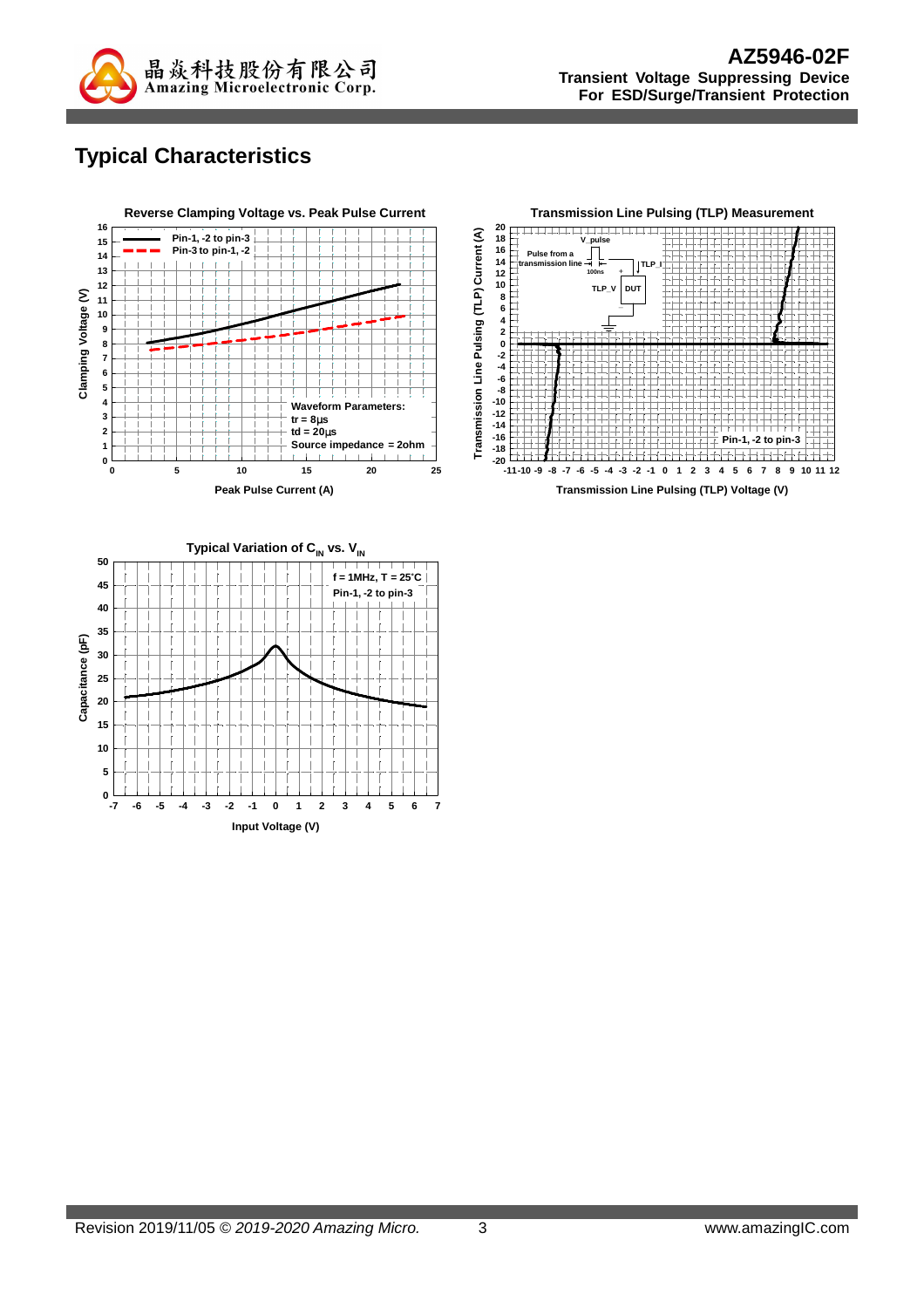# Typical Characteristics

**Reverse Clamping Voltage vs. Peak Pulse Current**

- Pin-1, -2 to pin-3
- Pin-3 to pin-1, -2

Waveform Parameters:
tr = 8μs
td = 20μs
Source impedance = 2ohm

Clamping Voltage (V) vs. Peak Pulse Current (A)

**Transmission Line Pulsing (TLP) Measurement**

V_pulse, Pulse from a transmission line, 100ns, TLP_I, TLP_V, DUT

Pin-1, -2 to pin-3

Transmission Line Pulsing (TLP) Current (A) vs. Transmission Line Pulsing (TLP) Voltage (V)

**Typical Variation of $C_{IN}$ vs. $V_{IN}$**

f = 1MHz, T = 25°C
Pin-1, -2 to pin-3

Capacitance (pF) vs. Input Voltage (V)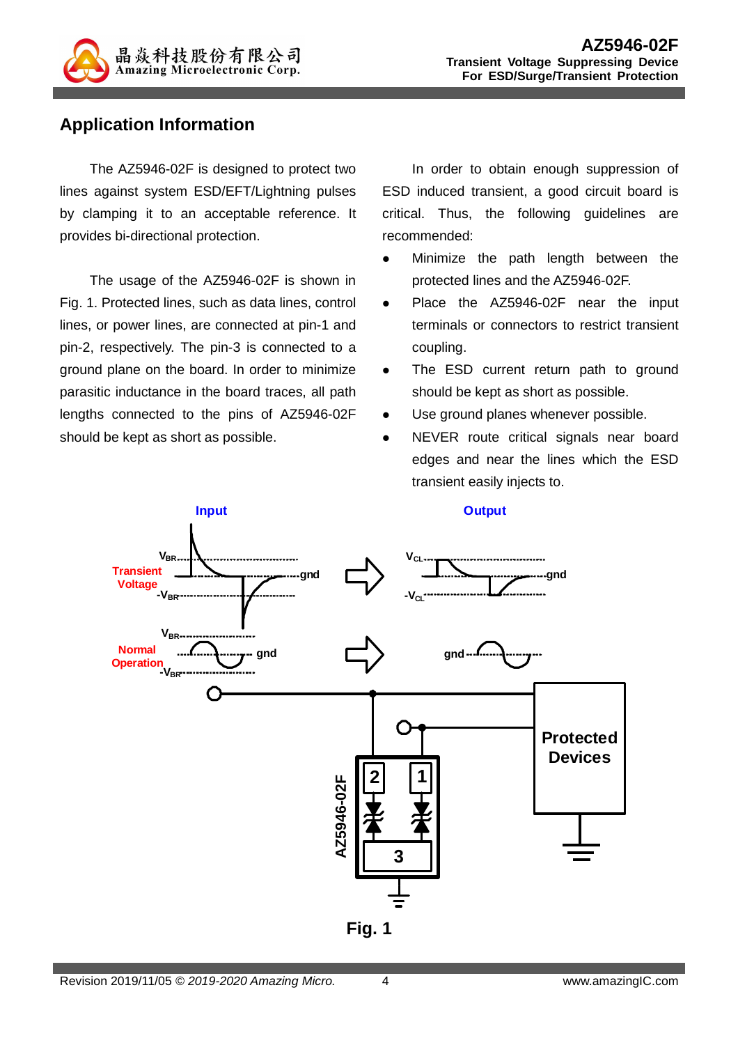## Application Information

The AZ5946-02F is designed to protect two lines against system ESD/EFT/Lightning pulses by clamping it to an acceptable reference. It provides bi-directional protection.

The usage of the AZ5946-02F is shown in Fig. 1. Protected lines, such as data lines, control lines, or power lines, are connected at pin-1 and pin-2, respectively. The pin-3 is connected to a ground plane on the board. In order to minimize parasitic inductance in the board traces, all path lengths connected to the pins of AZ5946-02F should be kept as short as possible.

In order to obtain enough suppression of ESD induced transient, a good circuit board is critical. Thus, the following guidelines are recommended:

- Minimize the path length between the protected lines and the AZ5946-02F.
- Place the AZ5946-02F near the input terminals or connectors to restrict transient coupling.
- The ESD current return path to ground should be kept as short as possible.
- Use ground planes whenever possible.
- NEVER route critical signals near board edges and near the lines which the ESD transient easily injects to.

Fig. 1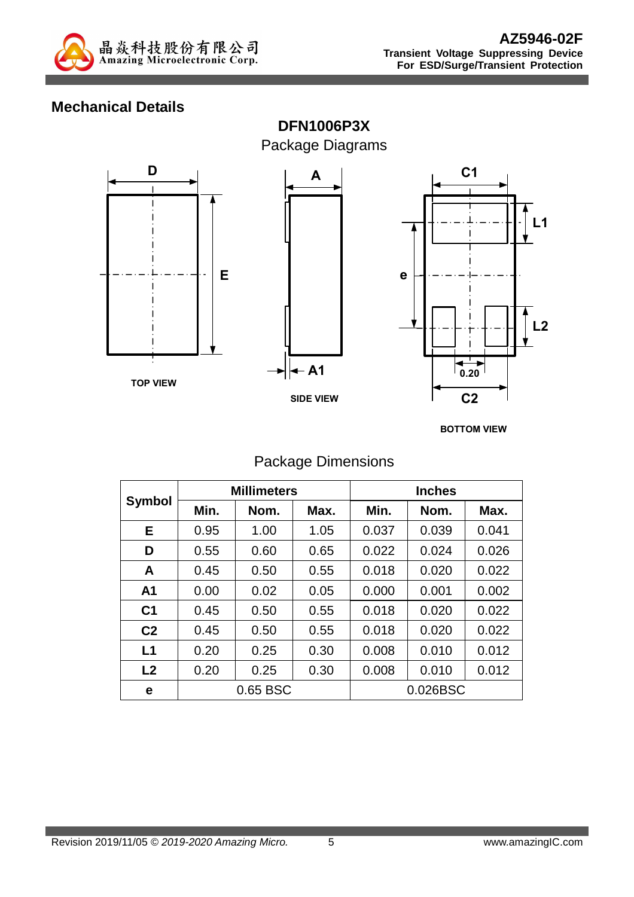## Mechanical Details

### DFN1006P3X

Package Diagrams

TOP VIEW

SIDE VIEW

BOTTOM VIEW

Package Dimensions

| Symbol | Millimeters | | | Inches | | |
|---|---|---|---|---|---|---|
| | Min. | Nom. | Max. | Min. | Nom. | Max. |
| E | 0.95 | 1.00 | 1.05 | 0.037 | 0.039 | 0.041 |
| D | 0.55 | 0.60 | 0.65 | 0.022 | 0.024 | 0.026 |
| A | 0.45 | 0.50 | 0.55 | 0.018 | 0.020 | 0.022 |
| A1 | 0.00 | 0.02 | 0.05 | 0.000 | 0.001 | 0.002 |
| C1 | 0.45 | 0.50 | 0.55 | 0.018 | 0.020 | 0.022 |
| C2 | 0.45 | 0.50 | 0.55 | 0.018 | 0.020 | 0.022 |
| L1 | 0.20 | 0.25 | 0.30 | 0.008 | 0.010 | 0.012 |
| L2 | 0.20 | 0.25 | 0.30 | 0.008 | 0.010 | 0.012 |
| e | 0.65 BSC | | | 0.026BSC | | |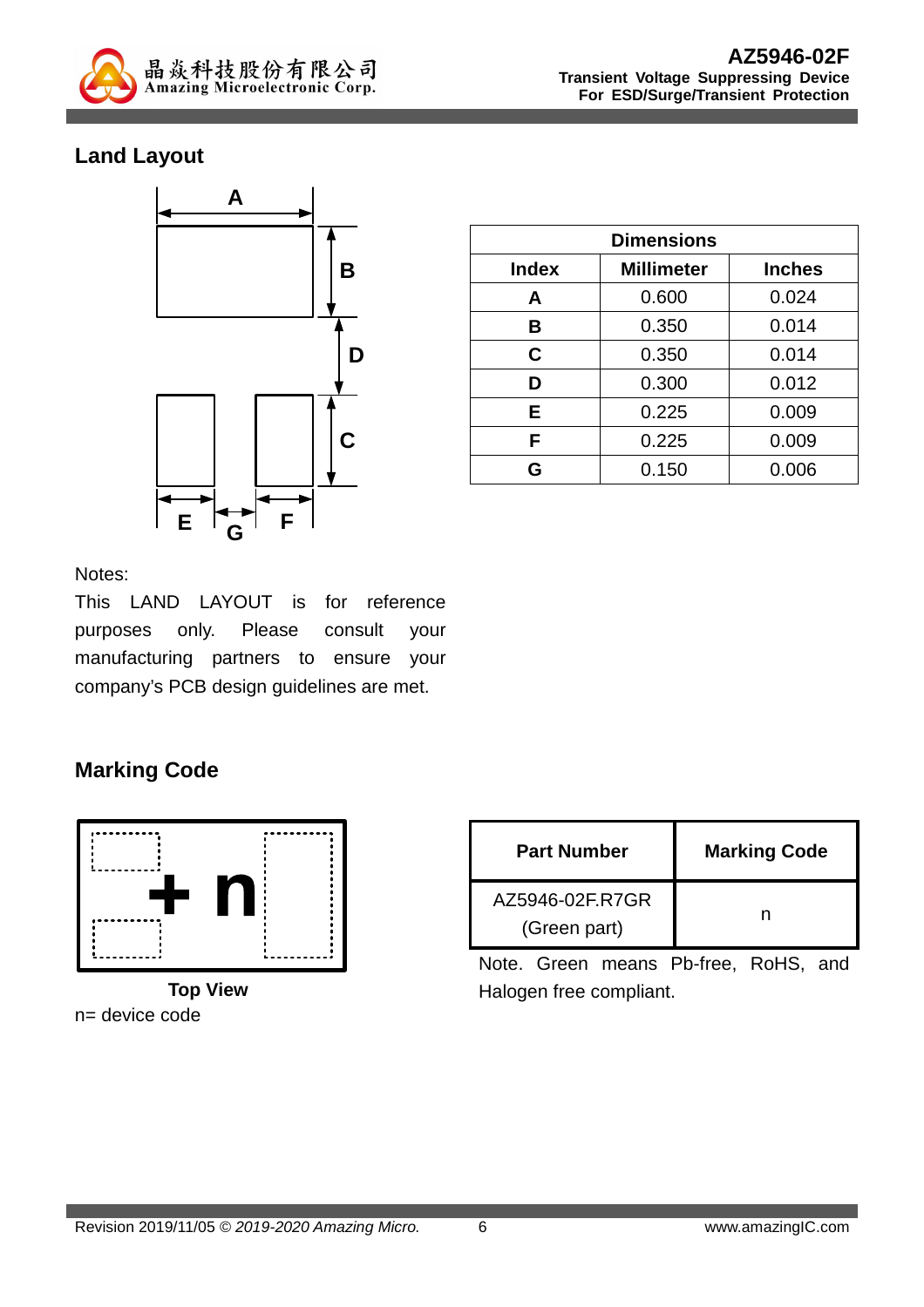## Land Layout

| Dimensions | | |
|---|---|---|
| Index | Millimeter | Inches |
| A | 0.600 | 0.024 |
| B | 0.350 | 0.014 |
| C | 0.350 | 0.014 |
| D | 0.300 | 0.012 |
| E | 0.225 | 0.009 |
| F | 0.225 | 0.009 |
| G | 0.150 | 0.006 |

Notes:

This LAND LAYOUT is for reference purposes only. Please consult your manufacturing partners to ensure your company's PCB design guidelines are met.

## Marking Code

Top View

n= device code

| Part Number | Marking Code |
|---|---|
| AZ5946-02F.R7GR (Green part) | n |

Note. Green means Pb-free, RoHS, and Halogen free compliant.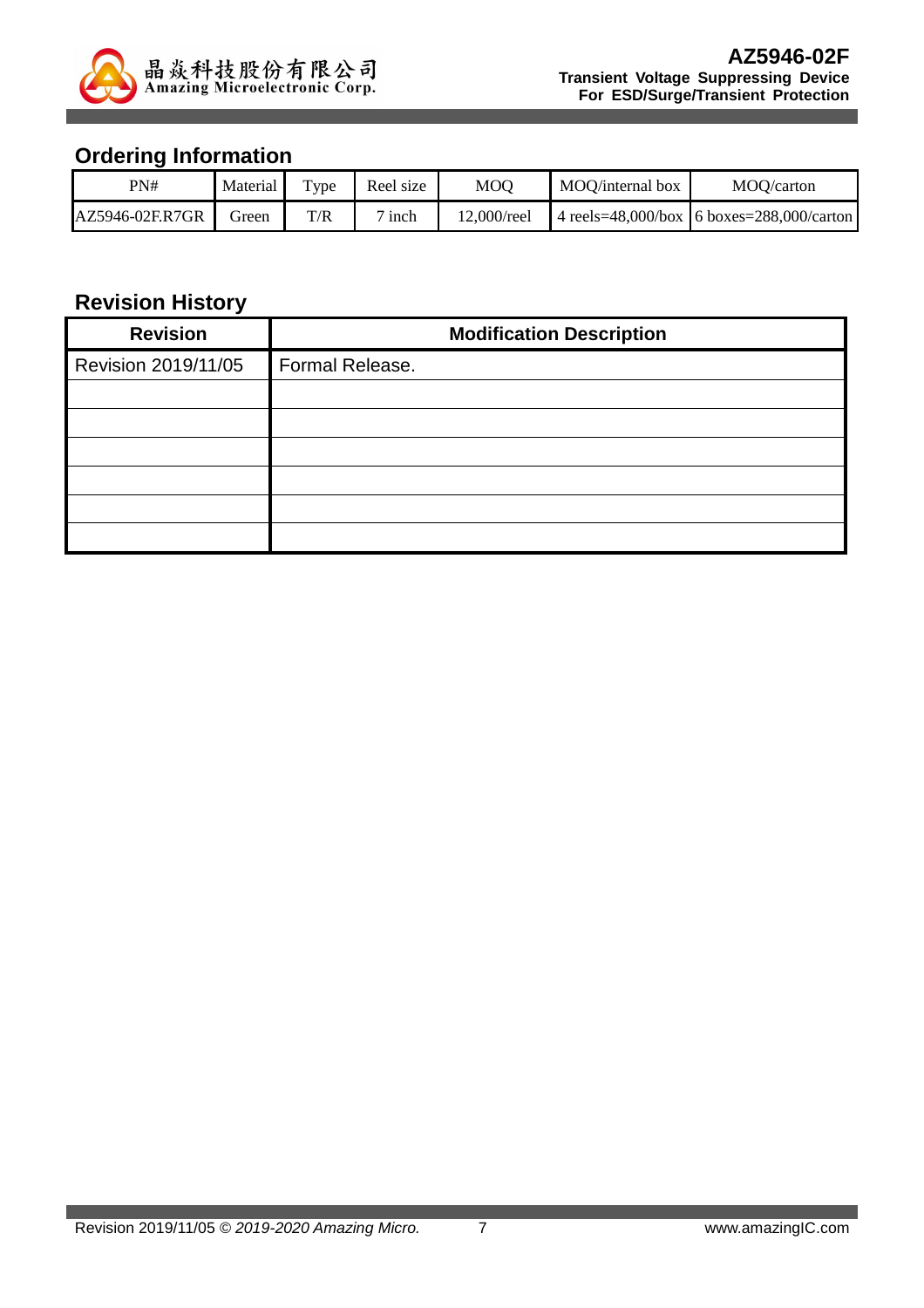## Ordering Information

| PN# | Material | Type | Reel size | MOQ | MOQ/internal box | MOQ/carton |
|---|---|---|---|---|---|---|
| AZ5946-02F.R7GR | Green | T/R | 7 inch | 12,000/reel | 4 reels=48,000/box | 6 boxes=288,000/carton |

## Revision History

| Revision | Modification Description |
|---|---|
| Revision 2019/11/05 | Formal Release. |
| | |
| | |
| | |
| | |
| | |
| | |